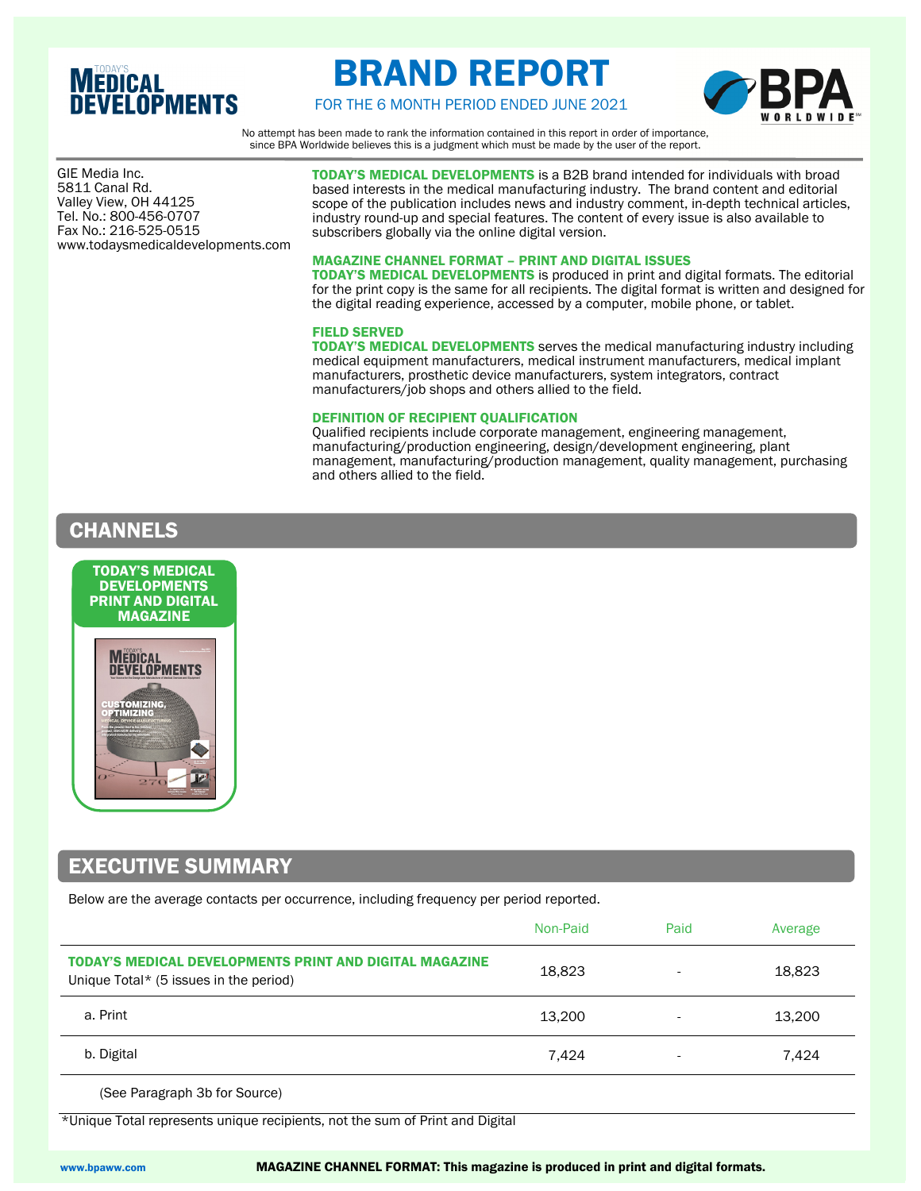TODAY'S MEDICAL DEVELOPMENTS

# BRAND REPORT

FOR THE 6 MONTH PERIOD ENDED JUNE 2021

BPA WORLDWIDE

No attempt has been made to rank the information contained in this report in order of importance, since BPA Worldwide believes this is a judgment which must be made by the user of the report.

GIE Media Inc.
5811 Canal Rd.
Valley View, OH 44125
Tel. No.: 800-456-0707
Fax No.: 216-525-0515
www.todaysmedicaldevelopments.com

**TODAY'S MEDICAL DEVELOPMENTS** is a B2B brand intended for individuals with broad based interests in the medical manufacturing industry. The brand content and editorial scope of the publication includes news and industry comment, in-depth technical articles, industry round-up and special features. The content of every issue is also available to subscribers globally via the online digital version.

**MAGAZINE CHANNEL FORMAT – PRINT AND DIGITAL ISSUES**
**TODAY'S MEDICAL DEVELOPMENTS** is produced in print and digital formats. The editorial for the print copy is the same for all recipients. The digital format is written and designed for the digital reading experience, accessed by a computer, mobile phone, or tablet.

**FIELD SERVED**
**TODAY'S MEDICAL DEVELOPMENTS** serves the medical manufacturing industry including medical equipment manufacturers, medical instrument manufacturers, medical implant manufacturers, prosthetic device manufacturers, system integrators, contract manufacturers/job shops and others allied to the field.

**DEFINITION OF RECIPIENT QUALIFICATION**
Qualified recipients include corporate management, engineering management, manufacturing/production engineering, design/development engineering, plant management, manufacturing/production management, quality management, purchasing and others allied to the field.

## CHANNELS

**TODAY'S MEDICAL DEVELOPMENTS PRINT AND DIGITAL MAGAZINE**

## EXECUTIVE SUMMARY

Below are the average contacts per occurrence, including frequency per period reported.

| | Non-Paid | Paid | Average |
|---|---|---|---|
| **TODAY'S MEDICAL DEVELOPMENTS PRINT AND DIGITAL MAGAZINE** Unique Total* (5 issues in the period) | 18,823 | - | 18,823 |
| a. Print | 13,200 | - | 13,200 |
| b. Digital | 7,424 | - | 7,424 |
| (See Paragraph 3b for Source) | | | |

*Unique Total represents unique recipients, not the sum of Print and Digital

www.bpaww.com

**MAGAZINE CHANNEL FORMAT: This magazine is produced in print and digital formats.**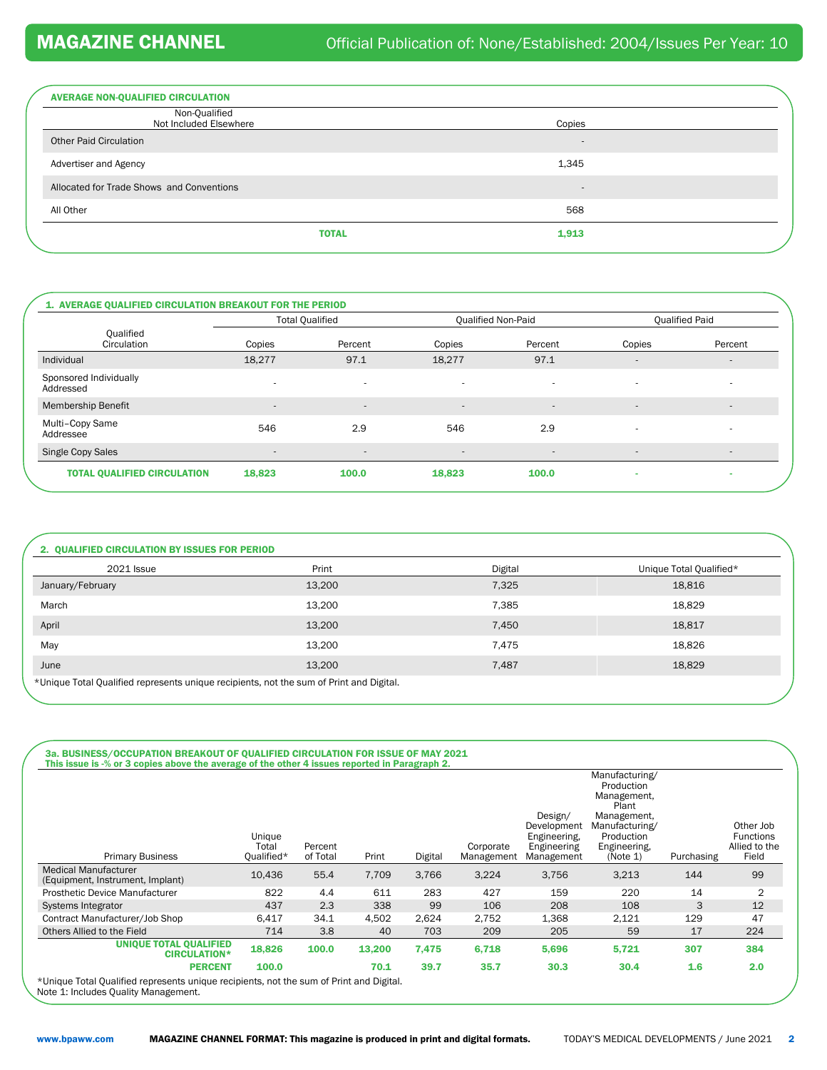# MAGAZINE CHANNEL

Official Publication of: None/Established: 2004/Issues Per Year: 10

## AVERAGE NON-QUALIFIED CIRCULATION

| Non-Qualified Not Included Elsewhere | Copies |
|---|---|
| Other Paid Circulation | - |
| Advertiser and Agency | 1,345 |
| Allocated for Trade Shows and Conventions | - |
| All Other | 568 |
| **TOTAL** | **1,913** |

## 1. AVERAGE QUALIFIED CIRCULATION BREAKOUT FOR THE PERIOD

| Qualified Circulation | Total Qualified | | Qualified Non-Paid | | Qualified Paid | |
|---|---|---|---|---|---|---|
| | Copies | Percent | Copies | Percent | Copies | Percent |
| Individual | 18,277 | 97.1 | 18,277 | 97.1 | - | - |
| Sponsored Individually Addressed | - | - | - | - | - | - |
| Membership Benefit | - | - | - | - | - | - |
| Multi-Copy Same Addressee | 546 | 2.9 | 546 | 2.9 | - | - |
| Single Copy Sales | - | - | - | - | - | - |
| **TOTAL QUALIFIED CIRCULATION** | **18,823** | **100.0** | **18,823** | **100.0** | **-** | **-** |

## 2. QUALIFIED CIRCULATION BY ISSUES FOR PERIOD

| 2021 Issue | Print | Digital | Unique Total Qualified* |
|---|---|---|---|
| January/February | 13,200 | 7,325 | 18,816 |
| March | 13,200 | 7,385 | 18,829 |
| April | 13,200 | 7,450 | 18,817 |
| May | 13,200 | 7,475 | 18,826 |
| June | 13,200 | 7,487 | 18,829 |

*Unique Total Qualified represents unique recipients, not the sum of Print and Digital.

## 3a. BUSINESS/OCCUPATION BREAKOUT OF QUALIFIED CIRCULATION FOR ISSUE OF MAY 2021

This issue is -% or 3 copies above the average of the other 4 issues reported in Paragraph 2.

| Primary Business | Unique Total Qualified* | Percent of Total | Print | Digital | Corporate Management | Design/ Development Engineering, Engineering Management | Manufacturing/ Production Management, Plant Management, Manufacturing/ Production Engineering, (Note 1) | Purchasing | Other Job Functions Allied to the Field |
|---|---|---|---|---|---|---|---|---|---|
| Medical Manufacturer (Equipment, Instrument, Implant) | 10,436 | 55.4 | 7,709 | 3,766 | 3,224 | 3,756 | 3,213 | 144 | 99 |
| Prosthetic Device Manufacturer | 822 | 4.4 | 611 | 283 | 427 | 159 | 220 | 14 | 2 |
| Systems Integrator | 437 | 2.3 | 338 | 99 | 106 | 208 | 108 | 3 | 12 |
| Contract Manufacturer/Job Shop | 6,417 | 34.1 | 4,502 | 2,624 | 2,752 | 1,368 | 2,121 | 129 | 47 |
| Others Allied to the Field | 714 | 3.8 | 40 | 703 | 209 | 205 | 59 | 17 | 224 |
| **UNIQUE TOTAL QUALIFIED CIRCULATION*** | **18,826** | **100.0** | **13,200** | **7,475** | **6,718** | **5,696** | **5,721** | **307** | **384** |
| **PERCENT** | **100.0** | | **70.1** | **39.7** | **35.7** | **30.3** | **30.4** | **1.6** | **2.0** |

*Unique Total Qualified represents unique recipients, not the sum of Print and Digital.
Note 1: Includes Quality Management.

www.bpaww.com **MAGAZINE CHANNEL FORMAT: This magazine is produced in print and digital formats.** TODAY'S MEDICAL DEVELOPMENTS / June 2021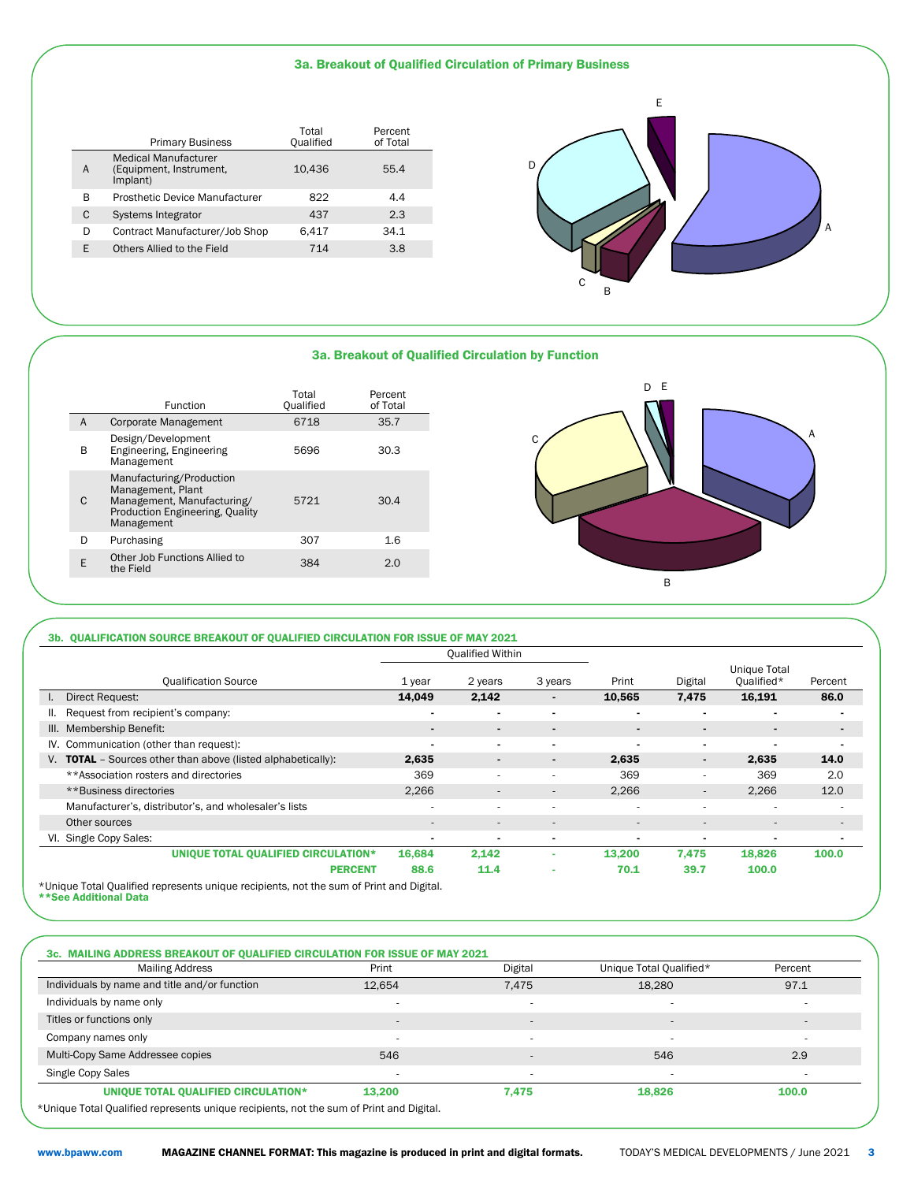## 3a. Breakout of Qualified Circulation of Primary Business

| | Primary Business | Total Qualified | Percent of Total |
|---|---|---|---|
| A | Medical Manufacturer (Equipment, Instrument, Implant) | 10,436 | 55.4 |
| B | Prosthetic Device Manufacturer | 822 | 4.4 |
| C | Systems Integrator | 437 | 2.3 |
| D | Contract Manufacturer/Job Shop | 6,417 | 34.1 |
| E | Others Allied to the Field | 714 | 3.8 |

## 3a. Breakout of Qualified Circulation by Function

| | Function | Total Qualified | Percent of Total |
|---|---|---|---|
| A | Corporate Management | 6718 | 35.7 |
| B | Design/Development Engineering, Engineering Management | 5696 | 30.3 |
| C | Manufacturing/Production Management, Plant Management, Manufacturing/ Production Engineering, Quality Management | 5721 | 30.4 |
| D | Purchasing | 307 | 1.6 |
| E | Other Job Functions Allied to the Field | 384 | 2.0 |

## 3b. QUALIFICATION SOURCE BREAKOUT OF QUALIFIED CIRCULATION FOR ISSUE OF MAY 2021

| Qualification Source | Qualified Within | | | | | | |
|---|---|---|---|---|---|---|---|
| | 1 year | 2 years | 3 years | Print | Digital | Unique Total Qualified* | Percent |
| I. Direct Request: | **14,049** | **2,142** | - | **10,565** | **7,475** | **16,191** | **86.0** |
| II. Request from recipient's company: | - | - | - | - | - | - | - |
| III. Membership Benefit: | - | - | - | - | - | - | - |
| IV. Communication (other than request): | - | - | - | - | - | - | - |
| V. **TOTAL** – Sources other than above (listed alphabetically): | **2,635** | - | - | **2,635** | - | **2,635** | **14.0** |
| **Association rosters and directories | 369 | - | - | 369 | - | 369 | 2.0 |
| **Business directories | 2,266 | - | - | 2,266 | - | 2,266 | 12.0 |
| Manufacturer's, distributor's, and wholesaler's lists | - | - | - | - | - | - | - |
| Other sources | - | - | - | - | - | - | - |
| VI. Single Copy Sales: | - | - | - | - | - | - | - |
| **UNIQUE TOTAL QUALIFIED CIRCULATION*** | **16,684** | **2,142** | - | **13,200** | **7,475** | **18,826** | **100.0** |
| **PERCENT** | **88.6** | **11.4** | - | **70.1** | **39.7** | **100.0** | |

*Unique Total Qualified represents unique recipients, not the sum of Print and Digital.
****See Additional Data**

## 3c. MAILING ADDRESS BREAKOUT OF QUALIFIED CIRCULATION FOR ISSUE OF MAY 2021

| Mailing Address | Print | Digital | Unique Total Qualified* | Percent |
|---|---|---|---|---|
| Individuals by name and title and/or function | 12,654 | 7,475 | 18,280 | 97.1 |
| Individuals by name only | - | - | - | - |
| Titles or functions only | - | - | - | - |
| Company names only | - | - | - | - |
| Multi-Copy Same Addressee copies | 546 | - | 546 | 2.9 |
| Single Copy Sales | - | - | - | - |
| **UNIQUE TOTAL QUALIFIED CIRCULATION*** | **13,200** | **7,475** | **18,826** | **100.0** |

*Unique Total Qualified represents unique recipients, not the sum of Print and Digital.

www.bpaww.com **MAGAZINE CHANNEL FORMAT: This magazine is produced in print and digital formats.**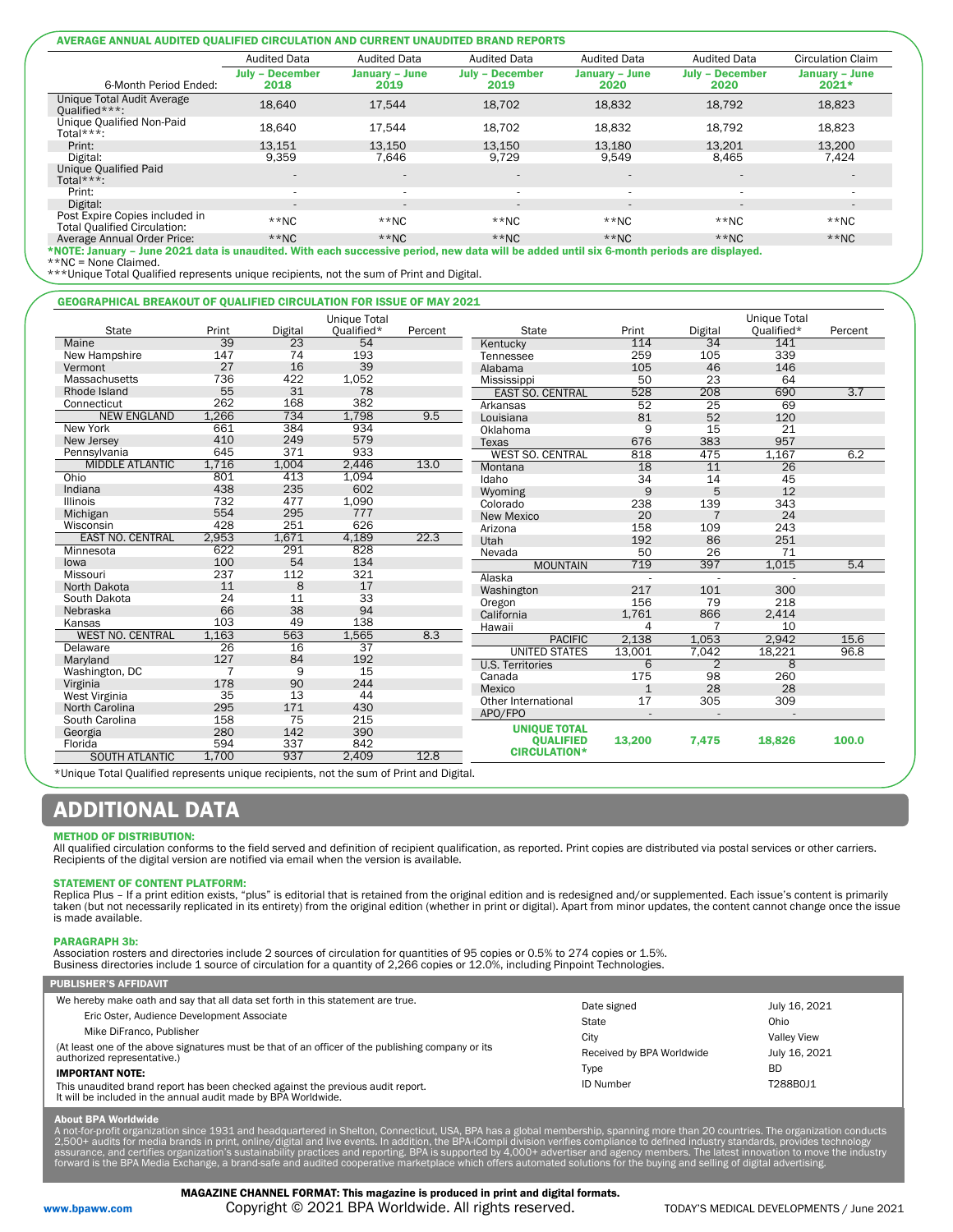## AVERAGE ANNUAL AUDITED QUALIFIED CIRCULATION AND CURRENT UNAUDITED BRAND REPORTS

| | Audited Data | Audited Data | Audited Data | Audited Data | Audited Data | Circulation Claim |
|---|---|---|---|---|---|---|
| 6-Month Period Ended: | July – December 2018 | January – June 2019 | July – December 2019 | January – June 2020 | July – December 2020 | January – June 2021* |
| Unique Total Audit Average Qualified***: | 18,640 | 17,544 | 18,702 | 18,832 | 18,792 | 18,823 |
| Unique Qualified Non-Paid Total***: | 18,640 | 17,544 | 18,702 | 18,832 | 18,792 | 18,823 |
| Print: | 13,151 | 13,150 | 13,150 | 13,180 | 13,201 | 13,200 |
| Digital: | 9,359 | 7,646 | 9,729 | 9,549 | 8,465 | 7,424 |
| Unique Qualified Paid Total***: | - | - | - | - | - | - |
| Print: | - | - | - | - | - | - |
| Digital: | - | - | - | - | - | - |
| Post Expire Copies included in Total Qualified Circulation: | **NC | **NC | **NC | **NC | **NC | **NC |
| Average Annual Order Price: | **NC | **NC | **NC | **NC | **NC | **NC |

***NOTE: January – June 2021 data is unaudited. With each successive period, new data will be added until six 6-month periods are displayed.**

**NC = None Claimed.

***Unique Total Qualified represents unique recipients, not the sum of Print and Digital.

## GEOGRAPHICAL BREAKOUT OF QUALIFIED CIRCULATION FOR ISSUE OF MAY 2021

| State | Print | Digital | Unique Total Qualified* | Percent |
|---|---|---|---|---|
| Maine | 39 | 23 | 54 | |
| New Hampshire | 147 | 74 | 193 | |
| Vermont | 27 | 16 | 39 | |
| Massachusetts | 736 | 422 | 1,052 | |
| Rhode Island | 55 | 31 | 78 | |
| Connecticut | 262 | 168 | 382 | |
| NEW ENGLAND | 1,266 | 734 | 1,798 | 9.5 |
| New York | 661 | 384 | 934 | |
| New Jersey | 410 | 249 | 579 | |
| Pennsylvania | 645 | 371 | 933 | |
| MIDDLE ATLANTIC | 1,716 | 1,004 | 2,446 | 13.0 |
| Ohio | 801 | 413 | 1,094 | |
| Indiana | 438 | 235 | 602 | |
| Illinois | 732 | 477 | 1,090 | |
| Michigan | 554 | 295 | 777 | |
| Wisconsin | 428 | 251 | 626 | |
| EAST NO. CENTRAL | 2,953 | 1,671 | 4,189 | 22.3 |
| Minnesota | 622 | 291 | 828 | |
| Iowa | 100 | 54 | 134 | |
| Missouri | 237 | 112 | 321 | |
| North Dakota | 11 | 8 | 17 | |
| South Dakota | 24 | 11 | 33 | |
| Nebraska | 66 | 38 | 94 | |
| Kansas | 103 | 49 | 138 | |
| WEST NO. CENTRAL | 1,163 | 563 | 1,565 | 8.3 |
| Delaware | 26 | 16 | 37 | |
| Maryland | 127 | 84 | 192 | |
| Washington, DC | 7 | 9 | 15 | |
| Virginia | 178 | 90 | 244 | |
| West Virginia | 35 | 13 | 44 | |
| North Carolina | 295 | 171 | 430 | |
| South Carolina | 158 | 75 | 215 | |
| Georgia | 280 | 142 | 390 | |
| Florida | 594 | 337 | 842 | |
| SOUTH ATLANTIC | 1,700 | 937 | 2,409 | 12.8 |
| Kentucky | 114 | 34 | 141 | |
| Tennessee | 259 | 105 | 339 | |
| Alabama | 105 | 46 | 146 | |
| Mississippi | 50 | 23 | 64 | |
| EAST SO. CENTRAL | 528 | 208 | 690 | 3.7 |
| Arkansas | 52 | 25 | 69 | |
| Louisiana | 81 | 52 | 120 | |
| Oklahoma | 9 | 15 | 21 | |
| Texas | 676 | 383 | 957 | |
| WEST SO. CENTRAL | 818 | 475 | 1,167 | 6.2 |
| Montana | 18 | 11 | 26 | |
| Idaho | 34 | 14 | 45 | |
| Wyoming | 9 | 5 | 12 | |
| Colorado | 238 | 139 | 343 | |
| New Mexico | 20 | 7 | 24 | |
| Arizona | 158 | 109 | 243 | |
| Utah | 192 | 86 | 251 | |
| Nevada | 50 | 26 | 71 | |
| MOUNTAIN | 719 | 397 | 1,015 | 5.4 |
| Alaska | - | - | - | |
| Washington | 217 | 101 | 300 | |
| Oregon | 156 | 79 | 218 | |
| California | 1,761 | 866 | 2,414 | |
| Hawaii | 4 | 7 | 10 | |
| PACIFIC | 2,138 | 1,053 | 2,942 | 15.6 |
| UNITED STATES | 13,001 | 7,042 | 18,221 | 96.8 |
| U.S. Territories | 6 | 2 | 8 | |
| Canada | 175 | 98 | 260 | |
| Mexico | 1 | 28 | 28 | |
| Other International | 17 | 305 | 309 | |
| APO/FPO | - | - | - | |
| **UNIQUE TOTAL QUALIFIED CIRCULATION*** | **13,200** | **7,475** | **18,826** | **100.0** |

*Unique Total Qualified represents unique recipients, not the sum of Print and Digital.

# ADDITIONAL DATA

### METHOD OF DISTRIBUTION:

All qualified circulation conforms to the field served and definition of recipient qualification, as reported. Print copies are distributed via postal services or other carriers. Recipients of the digital version are notified via email when the version is available.

### STATEMENT OF CONTENT PLATFORM:

Replica Plus – If a print edition exists, "plus" is editorial that is retained from the original edition and is redesigned and/or supplemented. Each issue's content is primarily taken (but not necessarily replicated in its entirety) from the original edition (whether in print or digital). Apart from minor updates, the content cannot change once the issue is made available.

### PARAGRAPH 3b:

Association rosters and directories include 2 sources of circulation for quantities of 95 copies or 0.5% to 274 copies or 1.5%.
Business directories include 1 source of circulation for a quantity of 2,266 copies or 12.0%, including Pinpoint Technologies.

### PUBLISHER'S AFFIDAVIT

We hereby make oath and say that all data set forth in this statement are true.

Eric Oster, Audience Development Associate

Mike DiFranco, Publisher

(At least one of the above signatures must be that of an officer of the publishing company or its authorized representative.)

**IMPORTANT NOTE:**

This unaudited brand report has been checked against the previous audit report.
It will be included in the annual audit made by BPA Worldwide.

| | |
|---|---|
| Date signed | July 16, 2021 |
| State | Ohio |
| City | Valley View |
| Received by BPA Worldwide | July 16, 2021 |
| Type | BD |
| ID Number | T288B0J1 |

**About BPA Worldwide**

A not-for-profit organization since 1931 and headquartered in Shelton, Connecticut, USA, BPA has a global membership, spanning more than 20 countries. The organization conducts 2,500+ audits for media brands in print, online/digital and live events. In addition, the BPA-iCompli division verifies compliance to defined industry standards, provides technology assurance, and certifies organization's sustainability practices and reporting. BPA is supported by 4,000+ advertiser and agency members. The latest innovation to move the industry forward is the BPA Media Exchange, a brand-safe and audited cooperative marketplace which offers automated solutions for the buying and selling of digital advertising.

**MAGAZINE CHANNEL FORMAT: This magazine is produced in print and digital formats.**

www.bpaww.com Copyright © 2021 BPA Worldwide. All rights reserved. TODAY'S MEDICAL DEVELOPMENTS / June 2021